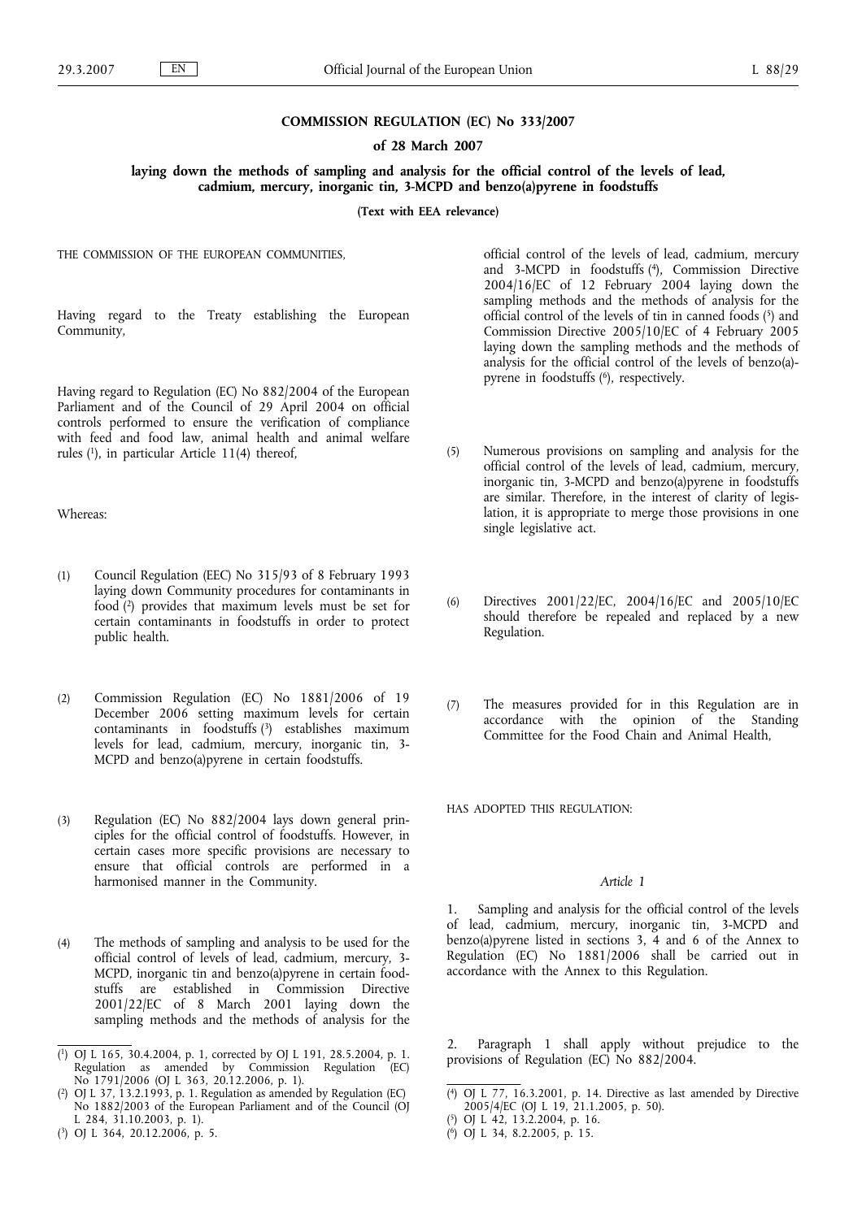**COMMISSION REGULATION (EC) No 333/2007**

**of 28 March 2007**

**laying down the methods of sampling and analysis for the official control of the levels of lead, cadmium, mercury, inorganic tin, 3-MCPD and benzo(a)pyrene in foodstuffs**

**(Text with EEA relevance)**

THE COMMISSION OF THE EUROPEAN COMMUNITIES,

Having regard to the Treaty establishing the European Community,

Having regard to Regulation (EC) No 882/2004 of the European Parliament and of the Council of 29 April 2004 on official controls performed to ensure the verification of compliance with feed and food law, animal health and animal welfare rules [1], in particular Article 11(4) thereof,

Whereas:

(1) Council Regulation (EEC) No 315/93 of 8 February 1993 laying down Community procedures for contaminants in food [2] provides that maximum levels must be set for certain contaminants in foodstuffs in order to protect public health.

(2) Commission Regulation (EC) No 1881/2006 of 19 December 2006 setting maximum levels for certain contaminants in foodstuffs [3] establishes maximum levels for lead, cadmium, mercury, inorganic tin, 3-MCPD and benzo(a)pyrene in certain foodstuffs.

(3) Regulation (EC) No 882/2004 lays down general principles for the official control of foodstuffs. However, in certain cases more specific provisions are necessary to ensure that official controls are performed in a harmonised manner in the Community.

(4) The methods of sampling and analysis to be used for the official control of levels of lead, cadmium, mercury, 3-MCPD, inorganic tin and benzo(a)pyrene in certain foodstuffs are established in Commission Directive 2001/22/EC of 8 March 2001 laying down the sampling methods and the methods of analysis for the official control of the levels of lead, cadmium, mercury and 3-MCPD in foodstuffs [4], Commission Directive 2004/16/EC of 12 February 2004 laying down the sampling methods and the methods of analysis for the official control of the levels of tin in canned foods [5] and Commission Directive 2005/10/EC of 4 February 2005 laying down the sampling methods and the methods of analysis for the official control of the levels of benzo(a)pyrene in foodstuffs [6], respectively.

(5) Numerous provisions on sampling and analysis for the official control of the levels of lead, cadmium, mercury, inorganic tin, 3-MCPD and benzo(a)pyrene in foodstuffs are similar. Therefore, in the interest of clarity of legislation, it is appropriate to merge those provisions in one single legislative act.

(6) Directives 2001/22/EC, 2004/16/EC and 2005/10/EC should therefore be repealed and replaced by a new Regulation.

(7) The measures provided for in this Regulation are in accordance with the opinion of the Standing Committee for the Food Chain and Animal Health,

HAS ADOPTED THIS REGULATION:

*Article 1*

1. Sampling and analysis for the official control of the levels of lead, cadmium, mercury, inorganic tin, 3-MCPD and benzo(a)pyrene listed in sections 3, 4 and 6 of the Annex to Regulation (EC) No 1881/2006 shall be carried out in accordance with the Annex to this Regulation.

2. Paragraph 1 shall apply without prejudice to the provisions of Regulation (EC) No 882/2004.

---

[1] OJ L 165, 30.4.2004, p. 1, corrected by OJ L 191, 28.5.2004, p. 1. Regulation as amended by Commission Regulation (EC) No 1791/2006 (OJ L 363, 20.12.2006, p. 1).

[2] OJ L 37, 13.2.1993, p. 1. Regulation as amended by Regulation (EC) No 1882/2003 of the European Parliament and of the Council (OJ L 284, 31.10.2003, p. 1).

[3] OJ L 364, 20.12.2006, p. 5.

[4] OJ L 77, 16.3.2001, p. 14. Directive as last amended by Directive 2005/4/EC (OJ L 19, 21.1.2005, p. 50).

[5] OJ L 42, 13.2.2004, p. 16.

[6] OJ L 34, 8.2.2005, p. 15.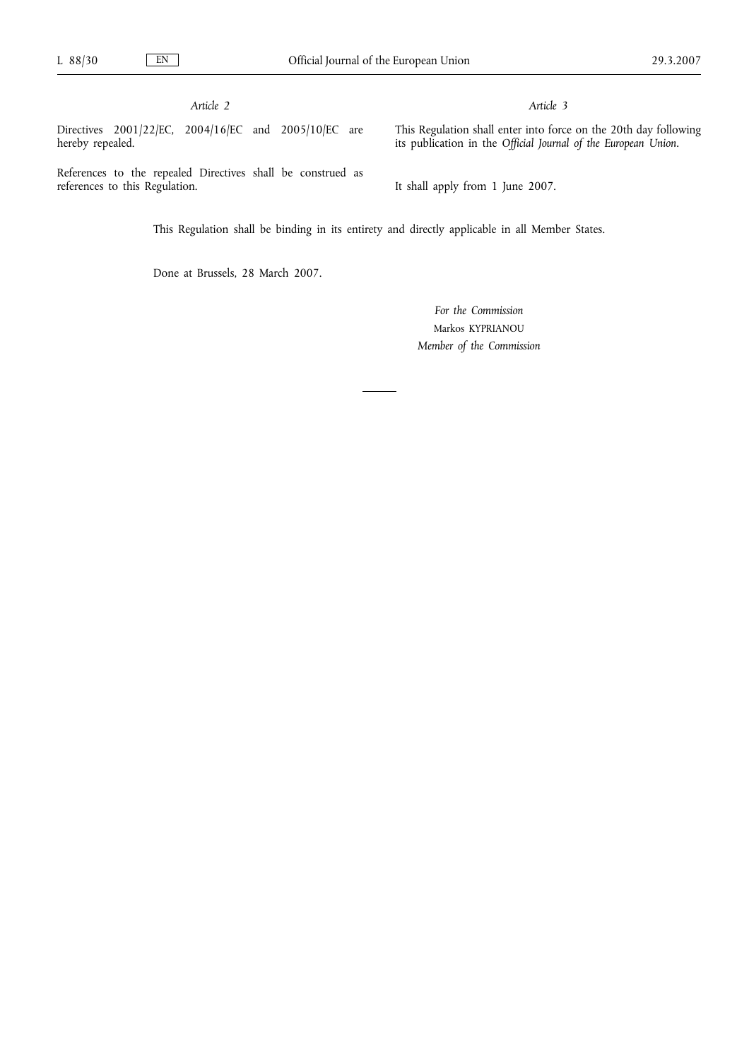*Article 2*

Directives 2001/22/EC, 2004/16/EC and 2005/10/EC are hereby repealed.

References to the repealed Directives shall be construed as references to this Regulation.

*Article 3*

This Regulation shall enter into force on the 20th day following its publication in the *Official Journal of the European Union*.

It shall apply from 1 June 2007.

This Regulation shall be binding in its entirety and directly applicable in all Member States.

Done at Brussels, 28 March 2007.

*For the Commission*

Markos KYPRIANOU

*Member of the Commission*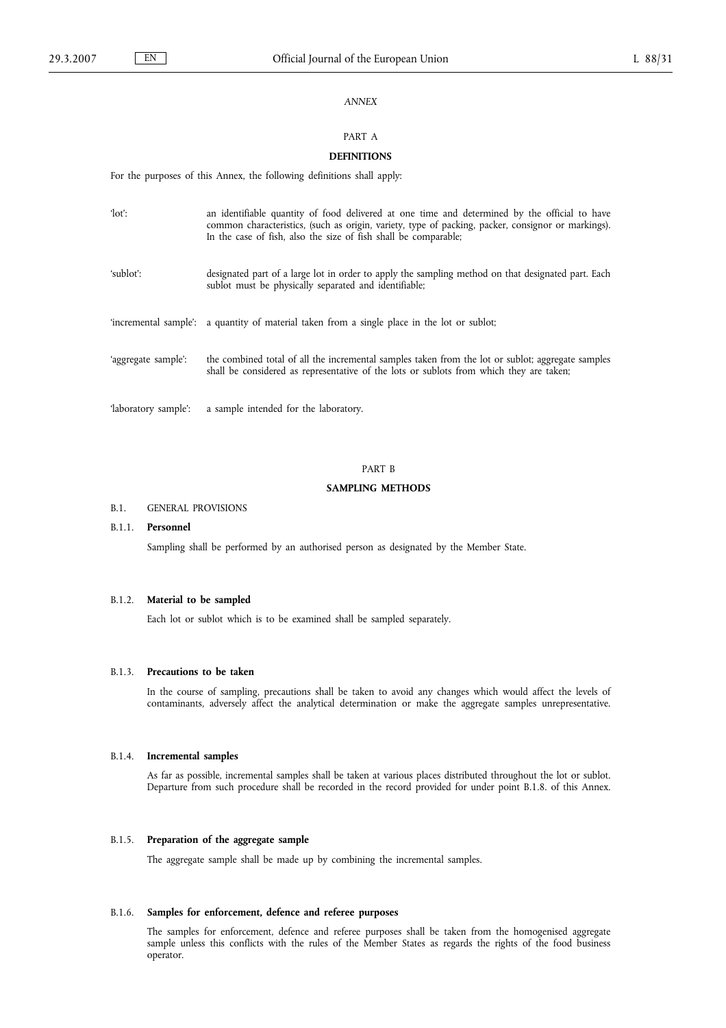*ANNEX*

PART A

**DEFINITIONS**

For the purposes of this Annex, the following definitions shall apply:

'lot': an identifiable quantity of food delivered at one time and determined by the official to have common characteristics, (such as origin, variety, type of packing, packer, consignor or markings). In the case of fish, also the size of fish shall be comparable;

'sublot': designated part of a large lot in order to apply the sampling method on that designated part. Each sublot must be physically separated and identifiable;

'incremental sample': a quantity of material taken from a single place in the lot or sublot;

'aggregate sample': the combined total of all the incremental samples taken from the lot or sublot; aggregate samples shall be considered as representative of the lots or sublots from which they are taken;

'laboratory sample': a sample intended for the laboratory.

PART B

**SAMPLING METHODS**

B.1. GENERAL PROVISIONS

B.1.1. **Personnel**

Sampling shall be performed by an authorised person as designated by the Member State.

B.1.2. **Material to be sampled**

Each lot or sublot which is to be examined shall be sampled separately.

B.1.3. **Precautions to be taken**

In the course of sampling, precautions shall be taken to avoid any changes which would affect the levels of contaminants, adversely affect the analytical determination or make the aggregate samples unrepresentative.

B.1.4. **Incremental samples**

As far as possible, incremental samples shall be taken at various places distributed throughout the lot or sublot. Departure from such procedure shall be recorded in the record provided for under point B.1.8. of this Annex.

B.1.5. **Preparation of the aggregate sample**

The aggregate sample shall be made up by combining the incremental samples.

B.1.6. **Samples for enforcement, defence and referee purposes**

The samples for enforcement, defence and referee purposes shall be taken from the homogenised aggregate sample unless this conflicts with the rules of the Member States as regards the rights of the food business operator.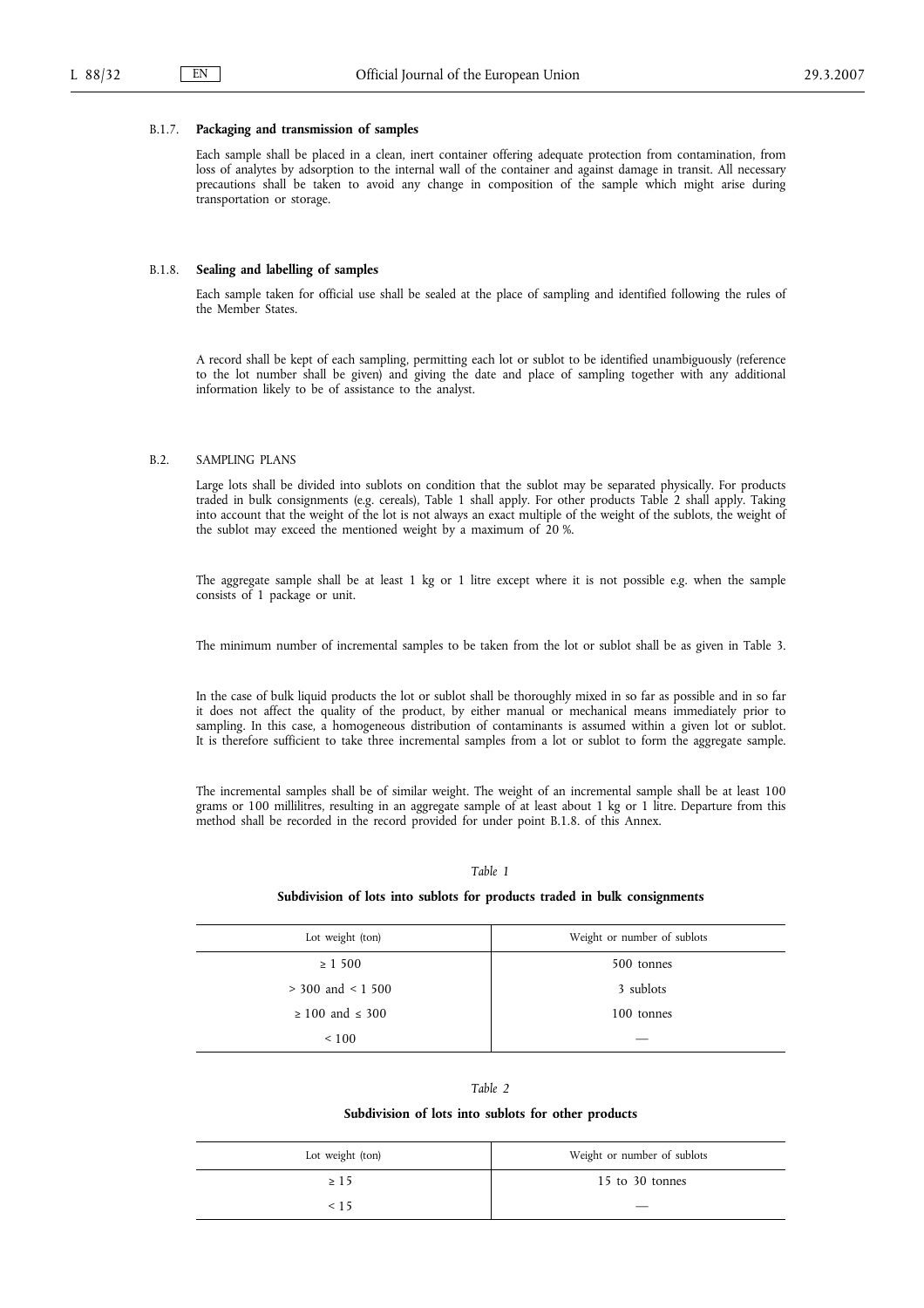### B.1.7. **Packaging and transmission of samples**

Each sample shall be placed in a clean, inert container offering adequate protection from contamination, from loss of analytes by adsorption to the internal wall of the container and against damage in transit. All necessary precautions shall be taken to avoid any change in composition of the sample which might arise during transportation or storage.

### B.1.8. **Sealing and labelling of samples**

Each sample taken for official use shall be sealed at the place of sampling and identified following the rules of the Member States.

A record shall be kept of each sampling, permitting each lot or sublot to be identified unambiguously (reference to the lot number shall be given) and giving the date and place of sampling together with any additional information likely to be of assistance to the analyst.

## B.2. SAMPLING PLANS

Large lots shall be divided into sublots on condition that the sublot may be separated physically. For products traded in bulk consignments (e.g. cereals), Table 1 shall apply. For other products Table 2 shall apply. Taking into account that the weight of the lot is not always an exact multiple of the weight of the sublots, the weight of the sublot may exceed the mentioned weight by a maximum of 20 %.

The aggregate sample shall be at least 1 kg or 1 litre except where it is not possible e.g. when the sample consists of 1 package or unit.

The minimum number of incremental samples to be taken from the lot or sublot shall be as given in Table 3.

In the case of bulk liquid products the lot or sublot shall be thoroughly mixed in so far as possible and in so far it does not affect the quality of the product, by either manual or mechanical means immediately prior to sampling. In this case, a homogeneous distribution of contaminants is assumed within a given lot or sublot. It is therefore sufficient to take three incremental samples from a lot or sublot to form the aggregate sample.

The incremental samples shall be of similar weight. The weight of an incremental sample shall be at least 100 grams or 100 millilitres, resulting in an aggregate sample of at least about 1 kg or 1 litre. Departure from this method shall be recorded in the record provided for under point B.1.8. of this Annex.

*Table 1*

**Subdivision of lots into sublots for products traded in bulk consignments**

| Lot weight (ton) | Weight or number of sublots |
|---|---|
| ≥ 1 500 | 500 tonnes |
| > 300 and < 1 500 | 3 sublots |
| ≥ 100 and ≤ 300 | 100 tonnes |
| < 100 | — |

*Table 2*

**Subdivision of lots into sublots for other products**

| Lot weight (ton) | Weight or number of sublots |
|---|---|
| ≥ 15 | 15 to 30 tonnes |
| < 15 | — |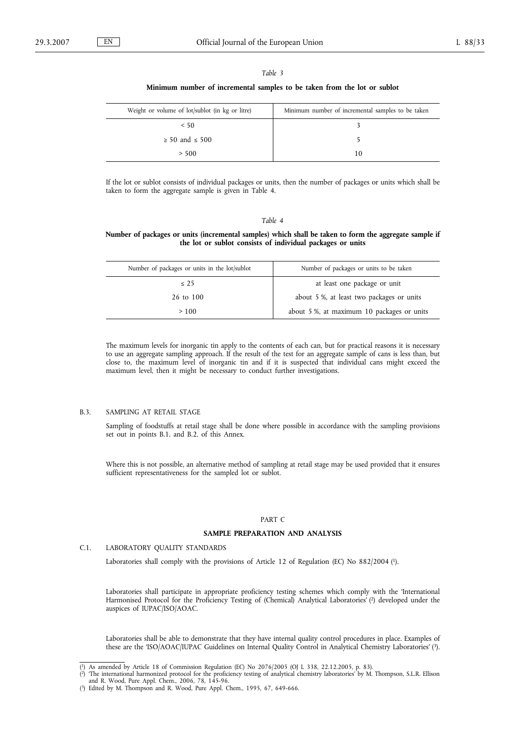*Table 3*

**Minimum number of incremental samples to be taken from the lot or sublot**

| Weight or volume of lot/sublot (in kg or litre) | Minimum number of incremental samples to be taken |
|---|---|
| < 50 | 3 |
| ≥ 50 and ≤ 500 | 5 |
| > 500 | 10 |

If the lot or sublot consists of individual packages or units, then the number of packages or units which shall be taken to form the aggregate sample is given in Table 4.

*Table 4*

**Number of packages or units (incremental samples) which shall be taken to form the aggregate sample if the lot or sublot consists of individual packages or units**

| Number of packages or units in the lot/sublot | Number of packages or units to be taken |
|---|---|
| ≤ 25 | at least one package or unit |
| 26 to 100 | about 5 %, at least two packages or units |
| > 100 | about 5 %, at maximum 10 packages or units |

The maximum levels for inorganic tin apply to the contents of each can, but for practical reasons it is necessary to use an aggregate sampling approach. If the result of the test for an aggregate sample of cans is less than, but close to, the maximum level of inorganic tin and if it is suspected that individual cans might exceed the maximum level, then it might be necessary to conduct further investigations.

B.3. SAMPLING AT RETAIL STAGE

Sampling of foodstuffs at retail stage shall be done where possible in accordance with the sampling provisions set out in points B.1. and B.2. of this Annex.

Where this is not possible, an alternative method of sampling at retail stage may be used provided that it ensures sufficient representativeness for the sampled lot or sublot.

## PART C

## SAMPLE PREPARATION AND ANALYSIS

C.1. LABORATORY QUALITY STANDARDS

Laboratories shall comply with the provisions of Article 12 of Regulation (EC) No 882/2004 [1].

Laboratories shall participate in appropriate proficiency testing schemes which comply with the 'International Harmonised Protocol for the Proficiency Testing of (Chemical) Analytical Laboratories' [2] developed under the auspices of IUPAC/ISO/AOAC.

Laboratories shall be able to demonstrate that they have internal quality control procedures in place. Examples of these are the 'ISO/AOAC/IUPAC Guidelines on Internal Quality Control in Analytical Chemistry Laboratories' [3].

---

[1] As amended by Article 18 of Commission Regulation (EC) No 2076/2005 (OJ L 338, 22.12.2005, p. 83).

[2] 'The international harmonized protocol for the proficiency testing of analytical chemistry laboratories' by M. Thompson, S.L.R. Ellison and R. Wood, Pure Appl. Chem., 2006, 78, 145-96.

[3] Edited by M. Thompson and R. Wood, Pure Appl. Chem., 1995, 67, 649-666.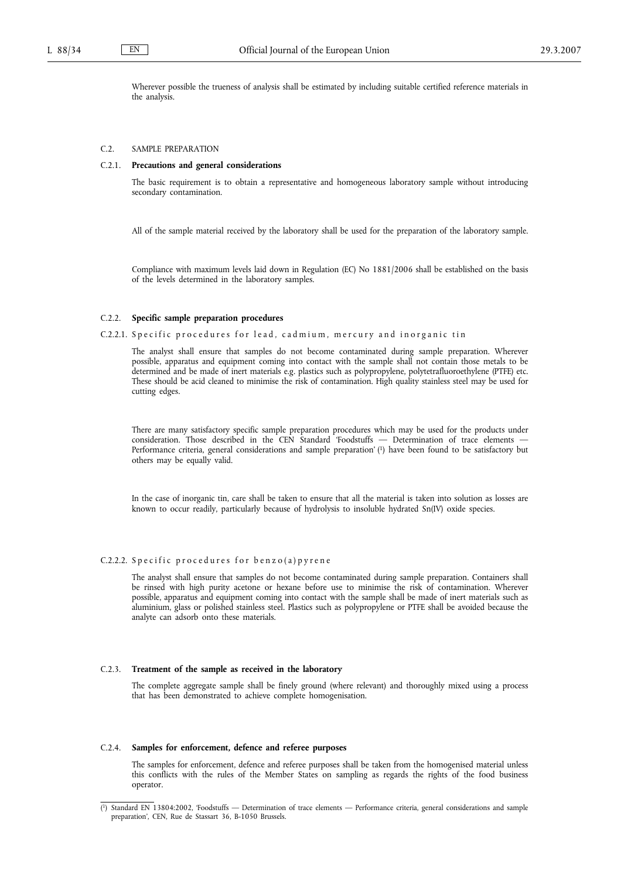Wherever possible the trueness of analysis shall be estimated by including suitable certified reference materials in the analysis.

C.2. SAMPLE PREPARATION

C.2.1. **Precautions and general considerations**

The basic requirement is to obtain a representative and homogeneous laboratory sample without introducing secondary contamination.

All of the sample material received by the laboratory shall be used for the preparation of the laboratory sample.

Compliance with maximum levels laid down in Regulation (EC) No 1881/2006 shall be established on the basis of the levels determined in the laboratory samples.

C.2.2. **Specific sample preparation procedures**

C.2.2.1. Specific procedures for lead, cadmium, mercury and inorganic tin

The analyst shall ensure that samples do not become contaminated during sample preparation. Wherever possible, apparatus and equipment coming into contact with the sample shall not contain those metals to be determined and be made of inert materials e.g. plastics such as polypropylene, polytetrafluoroethylene (PTFE) etc. These should be acid cleaned to minimise the risk of contamination. High quality stainless steel may be used for cutting edges.

There are many satisfactory specific sample preparation procedures which may be used for the products under consideration. Those described in the CEN Standard 'Foodstuffs — Determination of trace elements — Performance criteria, general considerations and sample preparation' [1] have been found to be satisfactory but others may be equally valid.

In the case of inorganic tin, care shall be taken to ensure that all the material is taken into solution as losses are known to occur readily, particularly because of hydrolysis to insoluble hydrated Sn(IV) oxide species.

C.2.2.2. Specific procedures for benzo(a)pyrene

The analyst shall ensure that samples do not become contaminated during sample preparation. Containers shall be rinsed with high purity acetone or hexane before use to minimise the risk of contamination. Wherever possible, apparatus and equipment coming into contact with the sample shall be made of inert materials such as aluminium, glass or polished stainless steel. Plastics such as polypropylene or PTFE shall be avoided because the analyte can adsorb onto these materials.

C.2.3. **Treatment of the sample as received in the laboratory**

The complete aggregate sample shall be finely ground (where relevant) and thoroughly mixed using a process that has been demonstrated to achieve complete homogenisation.

C.2.4. **Samples for enforcement, defence and referee purposes**

The samples for enforcement, defence and referee purposes shall be taken from the homogenised material unless this conflicts with the rules of the Member States on sampling as regards the rights of the food business operator.

---

[1] Standard EN 13804:2002, 'Foodstuffs — Determination of trace elements — Performance criteria, general considerations and sample preparation', CEN, Rue de Stassart 36, B-1050 Brussels.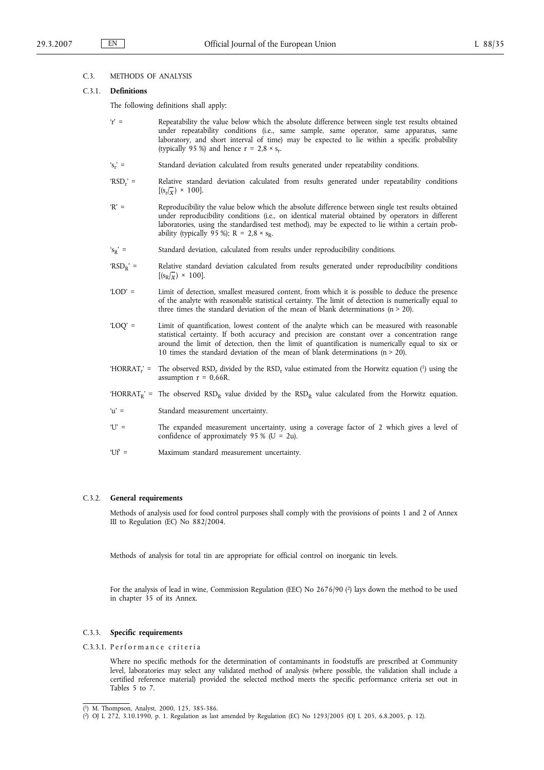## C.3. METHODS OF ANALYSIS

### C.3.1. **Definitions**

The following definitions shall apply:

'r' = Repeatability the value below which the absolute difference between single test results obtained under repeatability conditions (i.e., same sample, same operator, same apparatus, same laboratory, and short interval of time) may be expected to lie within a specific probability (typically 95 %) and hence $r = 2{,}8 \times s_r$.

'$s_r$' = Standard deviation calculated from results generated under repeatability conditions.

'$RSD_r$' = Relative standard deviation calculated from results generated under repeatability conditions $[(s_r/\bar{x}) \times 100]$.

'R' = Reproducibility the value below which the absolute difference between single test results obtained under reproducibility conditions (i.e., on identical material obtained by operators in different laboratories, using the standardised test method), may be expected to lie within a certain probability (typically 95 %); $R = 2{,}8 \times s_R$.

'$s_R$' = Standard deviation, calculated from results under reproducibility conditions.

'$RSD_R$' = Relative standard deviation calculated from results generated under reproducibility conditions $[(s_R/\bar{x}) \times 100]$.

'LOD' = Limit of detection, smallest measured content, from which it is possible to deduce the presence of the analyte with reasonable statistical certainty. The limit of detection is numerically equal to three times the standard deviation of the mean of blank determinations ($n > 20$).

'LOQ' = Limit of quantification, lowest content of the analyte which can be measured with reasonable statistical certainty. If both accuracy and precision are constant over a concentration range around the limit of detection, then the limit of quantification is numerically equal to six or 10 times the standard deviation of the mean of blank determinations ($n > 20$).

'$HORRAT_r$' = The observed $RSD_r$ divided by the $RSD_r$ value estimated from the Horwitz equation [1] using the assumption $r = 0{,}66R$.

'$HORRAT_R$' = The observed $RSD_R$ value divided by the $RSD_R$ value calculated from the Horwitz equation.

'u' = Standard measurement uncertainty.

'U' = The expanded measurement uncertainty, using a coverage factor of 2 which gives a level of confidence of approximately 95 % ($U = 2u$).

'Uf' = Maximum standard measurement uncertainty.

### C.3.2. **General requirements**

Methods of analysis used for food control purposes shall comply with the provisions of points 1 and 2 of Annex III to Regulation (EC) No 882/2004.

Methods of analysis for total tin are appropriate for official control on inorganic tin levels.

For the analysis of lead in wine, Commission Regulation (EEC) No 2676/90 [2] lays down the method to be used in chapter 35 of its Annex.

### C.3.3. **Specific requirements**

#### C.3.3.1. Performance criteria

Where no specific methods for the determination of contaminants in foodstuffs are prescribed at Community level, laboratories may select any validated method of analysis (where possible, the validation shall include a certified reference material) provided the selected method meets the specific performance criteria set out in Tables 5 to 7.

---

[1] M. Thompson, Analyst, 2000, 125, 385-386.

[2] OJ L 272, 3.10.1990, p. 1. Regulation as last amended by Regulation (EC) No 1293/2005 (OJ L 205, 6.8.2005, p. 12).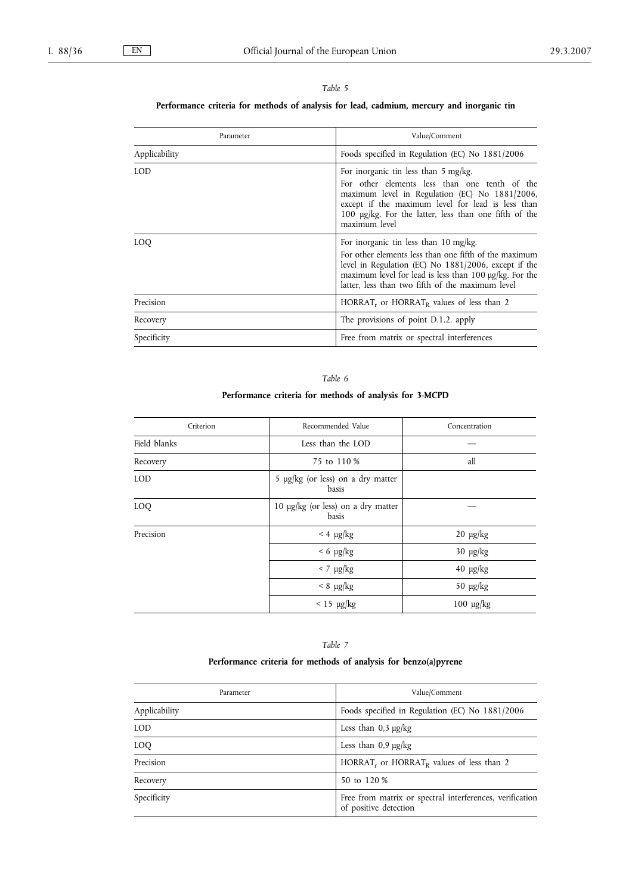*Table 5*

**Performance criteria for methods of analysis for lead, cadmium, mercury and inorganic tin**

| Parameter | Value/Comment |
|---|---|
| Applicability | Foods specified in Regulation (EC) No 1881/2006 |
| LOD | For inorganic tin less than 5 mg/kg.<br>For other elements less than one tenth of the maximum level in Regulation (EC) No 1881/2006, except if the maximum level for lead is less than 100 μg/kg. For the latter, less than one fifth of the maximum level |
| LOQ | For inorganic tin less than 10 mg/kg.<br>For other elements less than one fifth of the maximum level in Regulation (EC) No 1881/2006, except if the maximum level for lead is less than 100 μg/kg. For the latter, less than two fifth of the maximum level |
| Precision | $HORRAT_r$ or $HORRAT_R$ values of less than 2 |
| Recovery | The provisions of point D.1.2. apply |
| Specificity | Free from matrix or spectral interferences |

*Table 6*

**Performance criteria for methods of analysis for 3-MCPD**

| Criterion | Recommended Value | Concentration |
|---|---|---|
| Field blanks | Less than the LOD | — |
| Recovery | 75 to 110 % | all |
| LOD | 5 μg/kg (or less) on a dry matter basis | |
| LOQ | 10 μg/kg (or less) on a dry matter basis | — |
| Precision | < 4 μg/kg | 20 μg/kg |
| | < 6 μg/kg | 30 μg/kg |
| | < 7 μg/kg | 40 μg/kg |
| | < 8 μg/kg | 50 μg/kg |
| | < 15 μg/kg | 100 μg/kg |

*Table 7*

**Performance criteria for methods of analysis for benzo(a)pyrene**

| Parameter | Value/Comment |
|---|---|
| Applicability | Foods specified in Regulation (EC) No 1881/2006 |
| LOD | Less than 0,3 μg/kg |
| LOQ | Less than 0,9 μg/kg |
| Precision | $HORRAT_r$ or $HORRAT_R$ values of less than 2 |
| Recovery | 50 to 120 % |
| Specificity | Free from matrix or spectral interferences, verification of positive detection |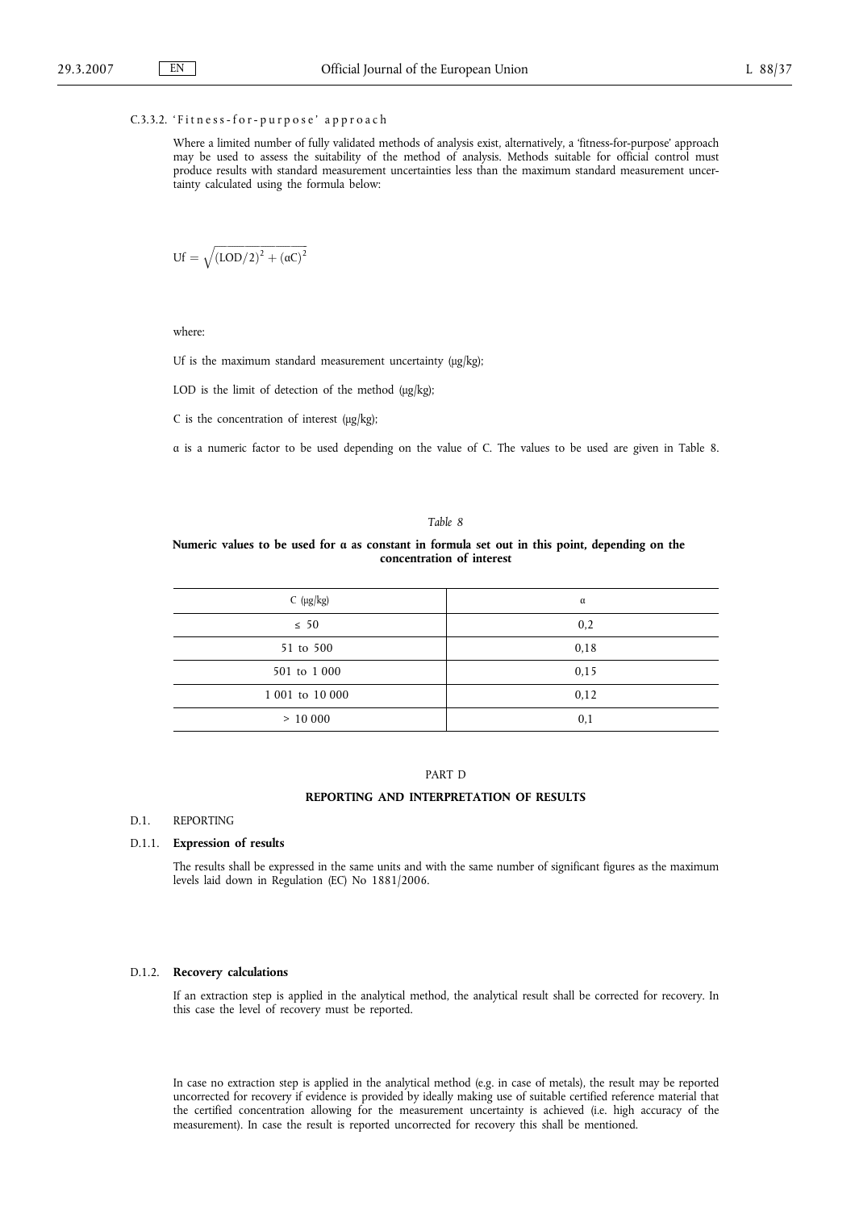#### C.3.3.2. 'Fitness-for-purpose' approach

Where a limited number of fully validated methods of analysis exist, alternatively, a 'fitness-for-purpose' approach may be used to assess the suitability of the method of analysis. Methods suitable for official control must produce results with standard measurement uncertainties less than the maximum standard measurement uncertainty calculated using the formula below:

$$Uf = \sqrt{(LOD/2)^2 + (\alpha C)^2}$$

where:

Uf is the maximum standard measurement uncertainty (μg/kg);

LOD is the limit of detection of the method (μg/kg);

C is the concentration of interest (μg/kg);

α is a numeric factor to be used depending on the value of C. The values to be used are given in Table 8.

*Table 8*

**Numeric values to be used for α as constant in formula set out in this point, depending on the concentration of interest**

| C (μg/kg) | α |
|---|---|
| ≤ 50 | 0,2 |
| 51 to 500 | 0,18 |
| 501 to 1 000 | 0,15 |
| 1 001 to 10 000 | 0,12 |
| > 10 000 | 0,1 |

## PART D

## REPORTING AND INTERPRETATION OF RESULTS

### D.1. REPORTING

#### D.1.1. **Expression of results**

The results shall be expressed in the same units and with the same number of significant figures as the maximum levels laid down in Regulation (EC) No 1881/2006.

#### D.1.2. **Recovery calculations**

If an extraction step is applied in the analytical method, the analytical result shall be corrected for recovery. In this case the level of recovery must be reported.

In case no extraction step is applied in the analytical method (e.g. in case of metals), the result may be reported uncorrected for recovery if evidence is provided by ideally making use of suitable certified reference material that the certified concentration allowing for the measurement uncertainty is achieved (i.e. high accuracy of the measurement). In case the result is reported uncorrected for recovery this shall be mentioned.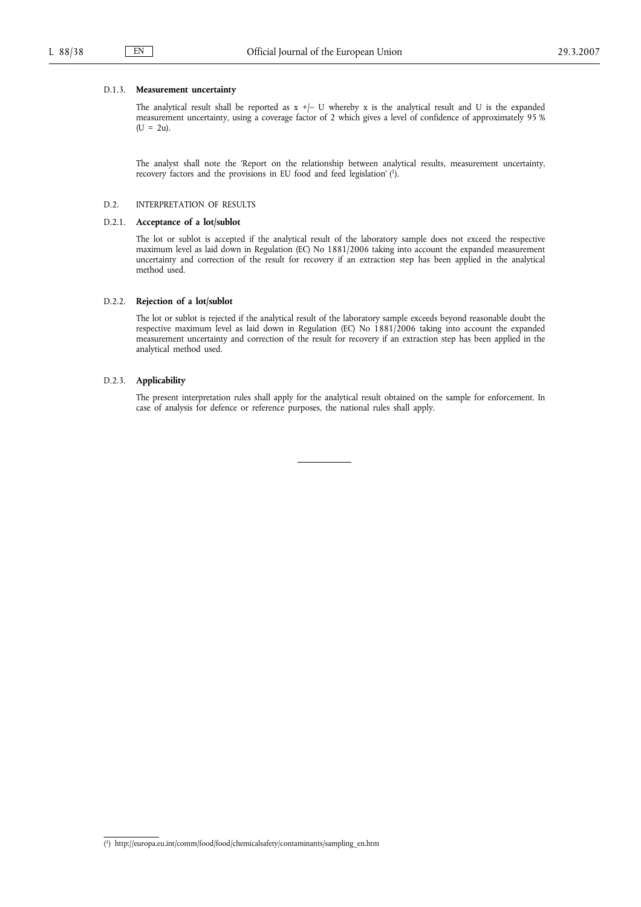D.1.3. **Measurement uncertainty**

The analytical result shall be reported as x +/– U whereby x is the analytical result and U is the expanded measurement uncertainty, using a coverage factor of 2 which gives a level of confidence of approximately 95 % (U = 2u).

The analyst shall note the 'Report on the relationship between analytical results, measurement uncertainty, recovery factors and the provisions in EU food and feed legislation' [1].

D.2. INTERPRETATION OF RESULTS

D.2.1. **Acceptance of a lot/sublot**

The lot or sublot is accepted if the analytical result of the laboratory sample does not exceed the respective maximum level as laid down in Regulation (EC) No 1881/2006 taking into account the expanded measurement uncertainty and correction of the result for recovery if an extraction step has been applied in the analytical method used.

D.2.2. **Rejection of a lot/sublot**

The lot or sublot is rejected if the analytical result of the laboratory sample exceeds beyond reasonable doubt the respective maximum level as laid down in Regulation (EC) No 1881/2006 taking into account the expanded measurement uncertainty and correction of the result for recovery if an extraction step has been applied in the analytical method used.

D.2.3. **Applicability**

The present interpretation rules shall apply for the analytical result obtained on the sample for enforcement. In case of analysis for defence or reference purposes, the national rules shall apply.

---

(1) http://europa.eu.int/comm/food/food/chemicalsafety/contaminants/sampling_en.htm